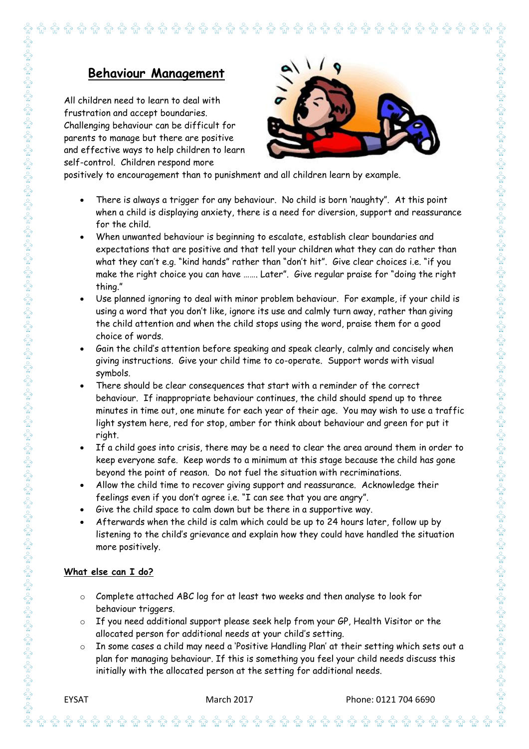# Behaviour Management

All children need to learn to deal with frustration and accept boundaries. Challenging behaviour can be difficult for parents to manage but there are positive and effective ways to help children to learn self-control. Children respond more positively to encouragement than to punishment and all children learn by example.

- There is always a trigger for any behaviour. No child is born 'naughty". At this point when a child is displaying anxiety, there is a need for diversion, support and reassurance for the child.
- When unwanted behaviour is beginning to escalate, establish clear boundaries and expectations that are positive and that tell your children what they can do rather than what they can't e.g. "kind hands" rather than "don't hit". Give clear choices i.e. "if you make the right choice you can have ……. Later". Give regular praise for "doing the right thing."
- Use planned ignoring to deal with minor problem behaviour. For example, if your child is using a word that you don't like, ignore its use and calmly turn away, rather than giving the child attention and when the child stops using the word, praise them for a good choice of words.
- Gain the child's attention before speaking and speak clearly, calmly and concisely when giving instructions. Give your child time to co-operate. Support words with visual symbols.
- There should be clear consequences that start with a reminder of the correct behaviour. If inappropriate behaviour continues, the child should spend up to three minutes in time out, one minute for each year of their age. You may wish to use a traffic light system here, red for stop, amber for think about behaviour and green for put it right.
- If a child goes into crisis, there may be a need to clear the area around them in order to keep everyone safe. Keep words to a minimum at this stage because the child has gone beyond the point of reason. Do not fuel the situation with recriminations.
- Allow the child time to recover giving support and reassurance. Acknowledge their feelings even if you don't agree i.e. "I can see that you are angry".
- Give the child space to calm down but be there in a supportive way.
- Afterwards when the child is calm which could be up to 24 hours later, follow up by listening to the child's grievance and explain how they could have handled the situation more positively.

**What else can I do?**

- Complete attached ABC log for at least two weeks and then analyse to look for behaviour triggers.
- If you need additional support please seek help from your GP, Health Visitor or the allocated person for additional needs at your child's setting.
- In some cases a child may need a 'Positive Handling Plan' at their setting which sets out a plan for managing behaviour. If this is something you feel your child needs discuss this initially with the allocated person at the setting for additional needs.

EYSAT March 2017 Phone: 0121 704 6690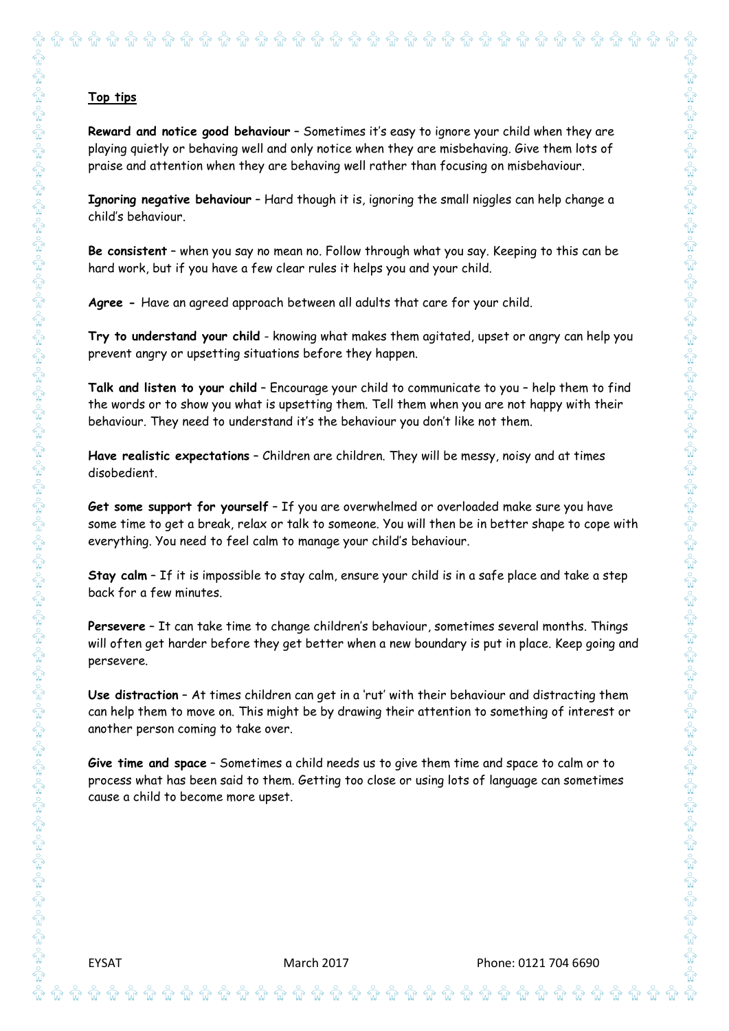**Top tips**

**Reward and notice good behaviour** – Sometimes it's easy to ignore your child when they are playing quietly or behaving well and only notice when they are misbehaving. Give them lots of praise and attention when they are behaving well rather than focusing on misbehaviour.

**Ignoring negative behaviour** – Hard though it is, ignoring the small niggles can help change a child's behaviour.

**Be consistent** – when you say no mean no. Follow through what you say. Keeping to this can be hard work, but if you have a few clear rules it helps you and your child.

**Agree -** Have an agreed approach between all adults that care for your child.

**Try to understand your child** - knowing what makes them agitated, upset or angry can help you prevent angry or upsetting situations before they happen.

**Talk and listen to your child** – Encourage your child to communicate to you – help them to find the words or to show you what is upsetting them. Tell them when you are not happy with their behaviour. They need to understand it's the behaviour you don't like not them.

**Have realistic expectations** – Children are children. They will be messy, noisy and at times disobedient.

**Get some support for yourself** – If you are overwhelmed or overloaded make sure you have some time to get a break, relax or talk to someone. You will then be in better shape to cope with everything. You need to feel calm to manage your child's behaviour.

**Stay calm** – If it is impossible to stay calm, ensure your child is in a safe place and take a step back for a few minutes.

**Persevere** – It can take time to change children's behaviour, sometimes several months. Things will often get harder before they get better when a new boundary is put in place. Keep going and persevere.

**Use distraction** – At times children can get in a 'rut' with their behaviour and distracting them can help them to move on. This might be by drawing their attention to something of interest or another person coming to take over.

**Give time and space** – Sometimes a child needs us to give them time and space to calm or to process what has been said to them. Getting too close or using lots of language can sometimes cause a child to become more upset.

EYSAT March 2017 Phone: 0121 704 6690